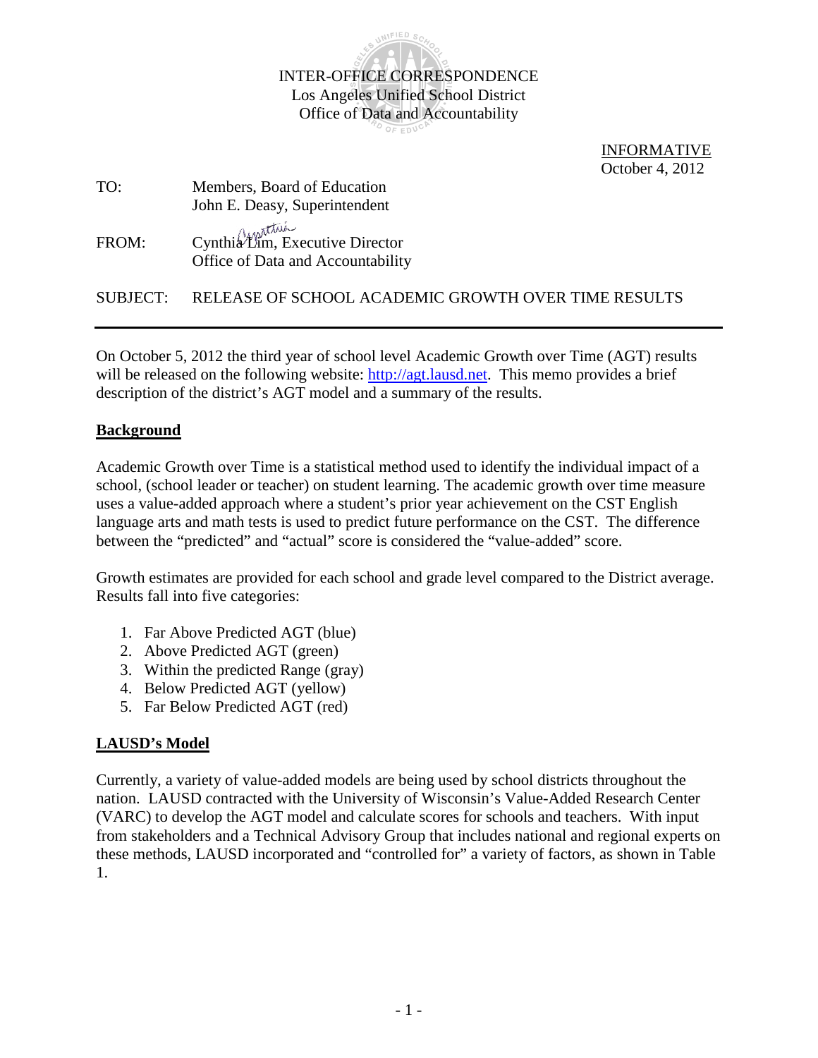INTER-OFFICE CORRESPONDENCE
Los Angeles Unified School District
Office of Data and Accountability

INFORMATIVE
October 4, 2012

TO: Members, Board of Education
John E. Deasy, Superintendent

FROM: Cynthia Lim, Executive Director
Office of Data and Accountability

SUBJECT: RELEASE OF SCHOOL ACADEMIC GROWTH OVER TIME RESULTS

---

On October 5, 2012 the third year of school level Academic Growth over Time (AGT) results will be released on the following website: http://agt.lausd.net. This memo provides a brief description of the district's AGT model and a summary of the results.

## Background

Academic Growth over Time is a statistical method used to identify the individual impact of a school, (school leader or teacher) on student learning. The academic growth over time measure uses a value-added approach where a student's prior year achievement on the CST English language arts and math tests is used to predict future performance on the CST. The difference between the "predicted" and "actual" score is considered the "value-added" score.

Growth estimates are provided for each school and grade level compared to the District average. Results fall into five categories:

1. Far Above Predicted AGT (blue)
2. Above Predicted AGT (green)
3. Within the predicted Range (gray)
4. Below Predicted AGT (yellow)
5. Far Below Predicted AGT (red)

## LAUSD's Model

Currently, a variety of value-added models are being used by school districts throughout the nation. LAUSD contracted with the University of Wisconsin's Value-Added Research Center (VARC) to develop the AGT model and calculate scores for schools and teachers. With input from stakeholders and a Technical Advisory Group that includes national and regional experts on these methods, LAUSD incorporated and "controlled for" a variety of factors, as shown in Table 1.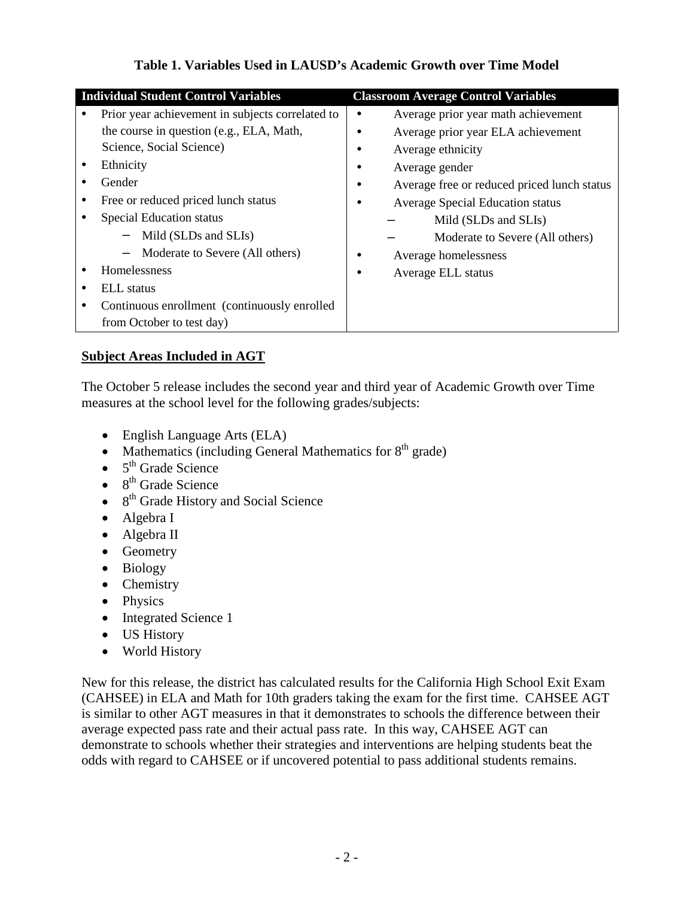**Table 1. Variables Used in LAUSD's Academic Growth over Time Model**

| Individual Student Control Variables | Classroom Average Control Variables |
|---|---|
| • Prior year achievement in subjects correlated to the course in question (e.g., ELA, Math, Science, Social Science)<br>• Ethnicity<br>• Gender<br>• Free or reduced priced lunch status<br>• Special Education status<br>  – Mild (SLDs and SLIs)<br>  – Moderate to Severe (All others)<br>• Homelessness<br>• ELL status<br>• Continuous enrollment (continuously enrolled from October to test day) | • Average prior year math achievement<br>• Average prior year ELA achievement<br>• Average ethnicity<br>• Average gender<br>• Average free or reduced priced lunch status<br>• Average Special Education status<br>  – Mild (SLDs and SLIs)<br>  – Moderate to Severe (All others)<br>• Average homelessness<br>• Average ELL status |

**Subject Areas Included in AGT**

The October 5 release includes the second year and third year of Academic Growth over Time measures at the school level for the following grades/subjects:

- English Language Arts (ELA)
- Mathematics (including General Mathematics for 8th grade)
- 5th Grade Science
- 8th Grade Science
- 8th Grade History and Social Science
- Algebra I
- Algebra II
- Geometry
- Biology
- Chemistry
- Physics
- Integrated Science 1
- US History
- World History

New for this release, the district has calculated results for the California High School Exit Exam (CAHSEE) in ELA and Math for 10th graders taking the exam for the first time. CAHSEE AGT is similar to other AGT measures in that it demonstrates to schools the difference between their average expected pass rate and their actual pass rate. In this way, CAHSEE AGT can demonstrate to schools whether their strategies and interventions are helping students beat the odds with regard to CAHSEE or if uncovered potential to pass additional students remains.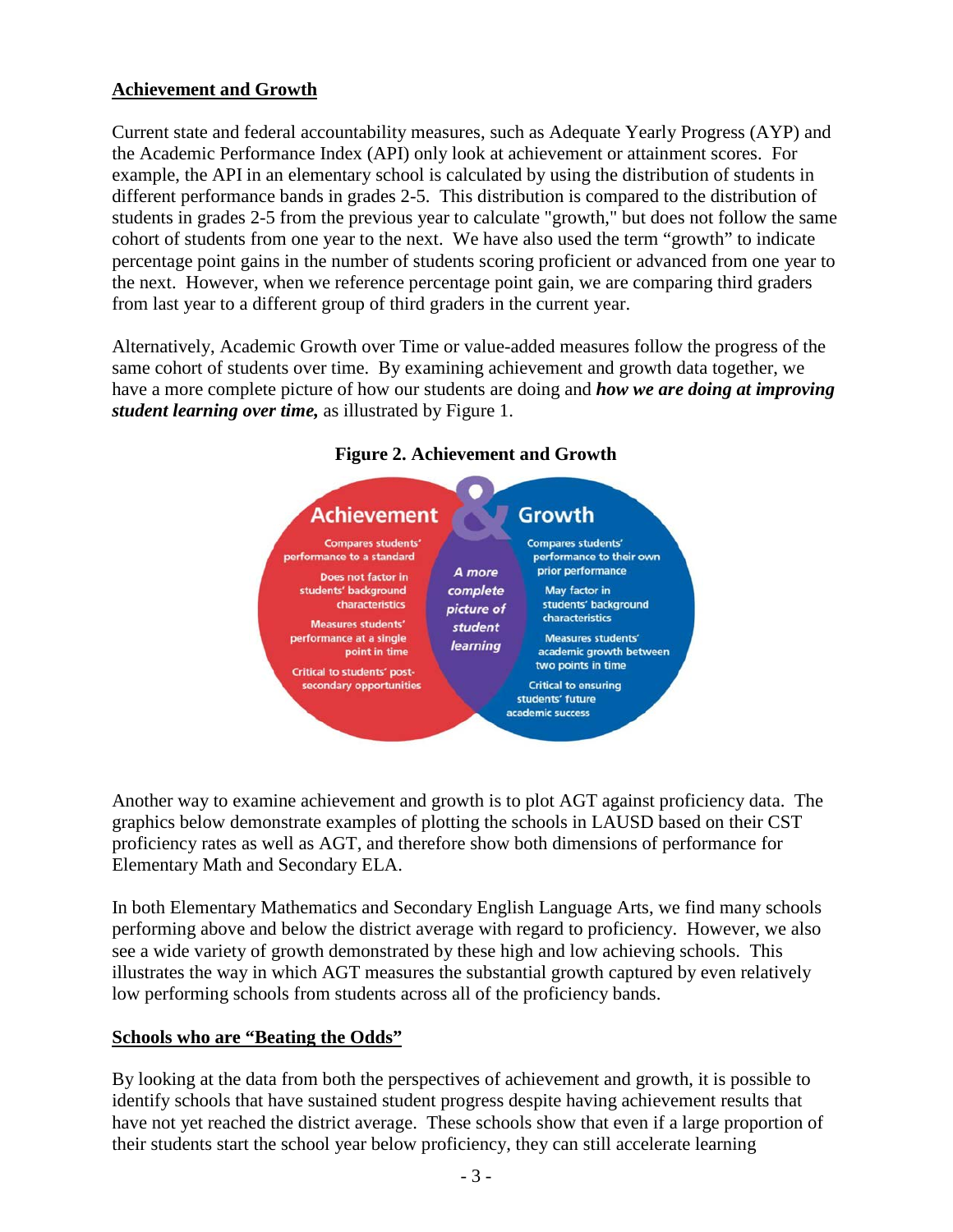## Achievement and Growth

Current state and federal accountability measures, such as Adequate Yearly Progress (AYP) and the Academic Performance Index (API) only look at achievement or attainment scores. For example, the API in an elementary school is calculated by using the distribution of students in different performance bands in grades 2-5. This distribution is compared to the distribution of students in grades 2-5 from the previous year to calculate "growth," but does not follow the same cohort of students from one year to the next. We have also used the term "growth" to indicate percentage point gains in the number of students scoring proficient or advanced from one year to the next. However, when we reference percentage point gain, we are comparing third graders from last year to a different group of third graders in the current year.

Alternatively, Academic Growth over Time or value-added measures follow the progress of the same cohort of students over time. By examining achievement and growth data together, we have a more complete picture of how our students are doing and ***how we are doing at improving student learning over time,*** as illustrated by Figure 1.

**Figure 2. Achievement and Growth**

| Achievement | & | Growth |
|---|---|---|
| Compares students' performance to a standard | *A more complete picture of student learning* | Compares students' performance to their own prior performance |
| Does not factor in students' background characteristics | | May factor in students' background characteristics |
| Measures students' performance at a single point in time | | Measures students' academic growth between two points in time |
| Critical to students' post-secondary opportunities | | Critical to ensuring students' future academic success |

Another way to examine achievement and growth is to plot AGT against proficiency data. The graphics below demonstrate examples of plotting the schools in LAUSD based on their CST proficiency rates as well as AGT, and therefore show both dimensions of performance for Elementary Math and Secondary ELA.

In both Elementary Mathematics and Secondary English Language Arts, we find many schools performing above and below the district average with regard to proficiency. However, we also see a wide variety of growth demonstrated by these high and low achieving schools. This illustrates the way in which AGT measures the substantial growth captured by even relatively low performing schools from students across all of the proficiency bands.

## Schools who are "Beating the Odds"

By looking at the data from both the perspectives of achievement and growth, it is possible to identify schools that have sustained student progress despite having achievement results that have not yet reached the district average. These schools show that even if a large proportion of their students start the school year below proficiency, they can still accelerate learning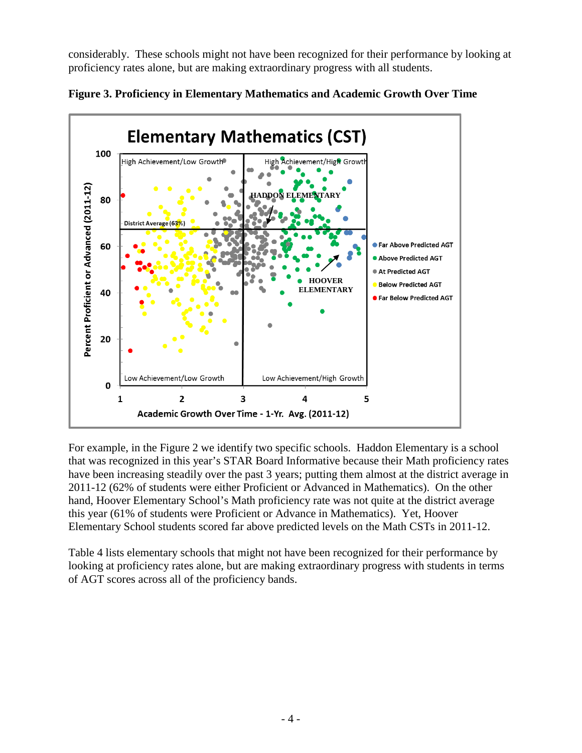considerably. These schools might not have been recognized for their performance by looking at proficiency rates alone, but are making extraordinary progress with all students.

**Figure 3. Proficiency in Elementary Mathematics and Academic Growth Over Time**

For example, in the Figure 2 we identify two specific schools. Haddon Elementary is a school that was recognized in this year's STAR Board Informative because their Math proficiency rates have been increasing steadily over the past 3 years; putting them almost at the district average in 2011-12 (62% of students were either Proficient or Advanced in Mathematics). On the other hand, Hoover Elementary School's Math proficiency rate was not quite at the district average this year (61% of students were Proficient or Advance in Mathematics). Yet, Hoover Elementary School students scored far above predicted levels on the Math CSTs in 2011-12.

Table 4 lists elementary schools that might not have been recognized for their performance by looking at proficiency rates alone, but are making extraordinary progress with students in terms of AGT scores across all of the proficiency bands.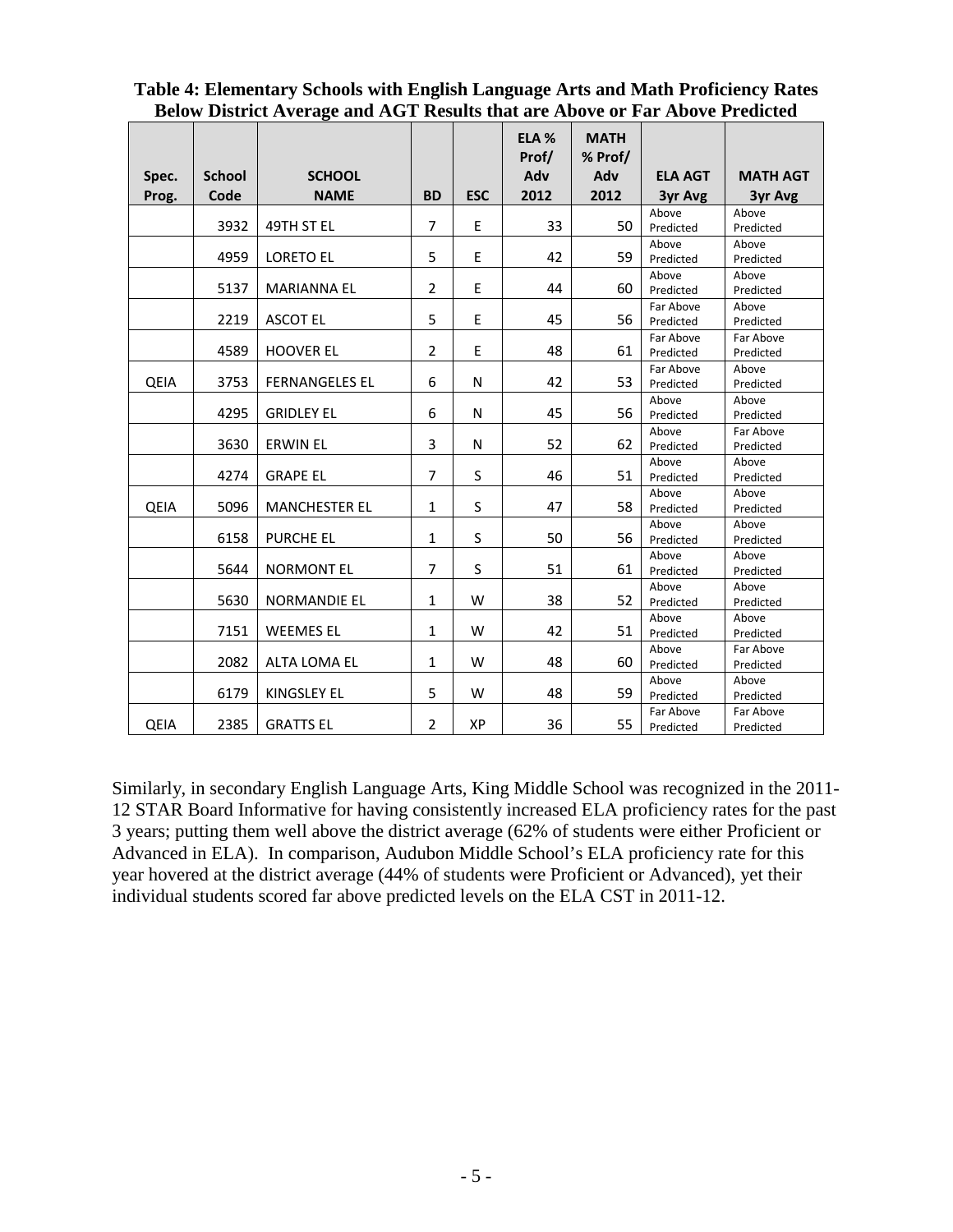**Table 4: Elementary Schools with English Language Arts and Math Proficiency Rates Below District Average and AGT Results that are Above or Far Above Predicted**

| Spec. Prog. | School Code | SCHOOL NAME | BD | ESC | ELA % Prof/ Adv 2012 | MATH % Prof/ Adv 2012 | ELA AGT 3yr Avg | MATH AGT 3yr Avg |
|---|---|---|---|---|---|---|---|---|
| | 3932 | 49TH ST EL | 7 | E | 33 | 50 | Above Predicted | Above Predicted |
| | 4959 | LORETO EL | 5 | E | 42 | 59 | Above Predicted | Above Predicted |
| | 5137 | MARIANNA EL | 2 | E | 44 | 60 | Above Predicted | Above Predicted |
| | 2219 | ASCOT EL | 5 | E | 45 | 56 | Far Above Predicted | Above Predicted |
| | 4589 | HOOVER EL | 2 | E | 48 | 61 | Far Above Predicted | Far Above Predicted |
| QEIA | 3753 | FERNANGELES EL | 6 | N | 42 | 53 | Far Above Predicted | Above Predicted |
| | 4295 | GRIDLEY EL | 6 | N | 45 | 56 | Above Predicted | Above Predicted |
| | 3630 | ERWIN EL | 3 | N | 52 | 62 | Above Predicted | Far Above Predicted |
| | 4274 | GRAPE EL | 7 | S | 46 | 51 | Above Predicted | Above Predicted |
| QEIA | 5096 | MANCHESTER EL | 1 | S | 47 | 58 | Above Predicted | Above Predicted |
| | 6158 | PURCHE EL | 1 | S | 50 | 56 | Above Predicted | Above Predicted |
| | 5644 | NORMONT EL | 7 | S | 51 | 61 | Above Predicted | Above Predicted |
| | 5630 | NORMANDIE EL | 1 | W | 38 | 52 | Above Predicted | Above Predicted |
| | 7151 | WEEMES EL | 1 | W | 42 | 51 | Above Predicted | Above Predicted |
| | 2082 | ALTA LOMA EL | 1 | W | 48 | 60 | Above Predicted | Far Above Predicted |
| | 6179 | KINGSLEY EL | 5 | W | 48 | 59 | Above Predicted | Above Predicted |
| QEIA | 2385 | GRATTS EL | 2 | XP | 36 | 55 | Far Above Predicted | Far Above Predicted |

Similarly, in secondary English Language Arts, King Middle School was recognized in the 2011-12 STAR Board Informative for having consistently increased ELA proficiency rates for the past 3 years; putting them well above the district average (62% of students were either Proficient or Advanced in ELA). In comparison, Audubon Middle School's ELA proficiency rate for this year hovered at the district average (44% of students were Proficient or Advanced), yet their individual students scored far above predicted levels on the ELA CST in 2011-12.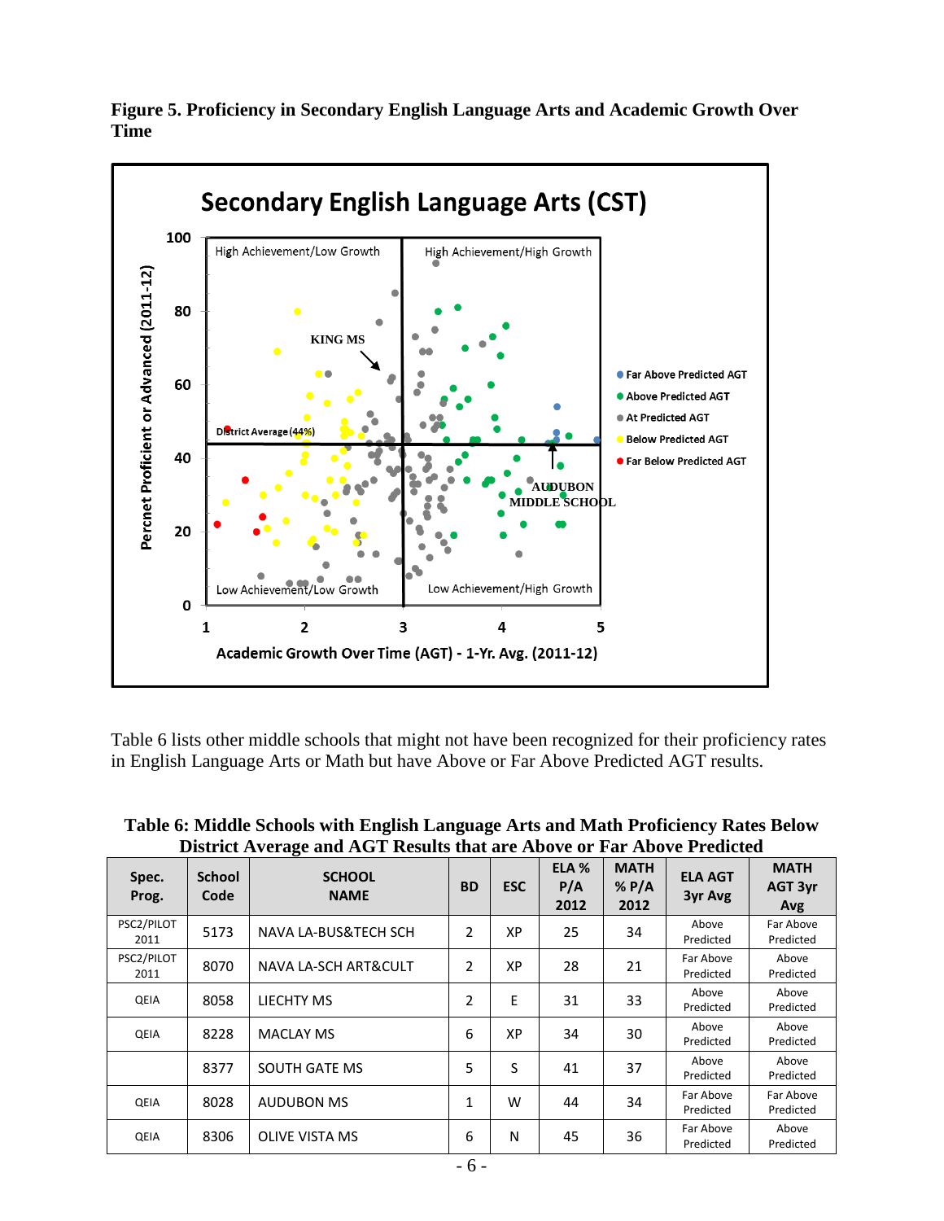**Figure 5. Proficiency in Secondary English Language Arts and Academic Growth Over Time**

Secondary English Language Arts (CST)

Table 6 lists other middle schools that might not have been recognized for their proficiency rates in English Language Arts or Math but have Above or Far Above Predicted AGT results.

**Table 6: Middle Schools with English Language Arts and Math Proficiency Rates Below District Average and AGT Results that are Above or Far Above Predicted**

| Spec. Prog. | School Code | SCHOOL NAME | BD | ESC | ELA % P/A 2012 | MATH % P/A 2012 | ELA AGT 3yr Avg | MATH AGT 3yr Avg |
|---|---|---|---|---|---|---|---|---|
| PSC2/PILOT 2011 | 5173 | NAVA LA-BUS&TECH SCH | 2 | XP | 25 | 34 | Above Predicted | Far Above Predicted |
| PSC2/PILOT 2011 | 8070 | NAVA LA-SCH ART&CULT | 2 | XP | 28 | 21 | Far Above Predicted | Above Predicted |
| QEIA | 8058 | LIECHTY MS | 2 | E | 31 | 33 | Above Predicted | Above Predicted |
| QEIA | 8228 | MACLAY MS | 6 | XP | 34 | 30 | Above Predicted | Above Predicted |
| | 8377 | SOUTH GATE MS | 5 | S | 41 | 37 | Above Predicted | Above Predicted |
| QEIA | 8028 | AUDUBON MS | 1 | W | 44 | 34 | Far Above Predicted | Far Above Predicted |
| QEIA | 8306 | OLIVE VISTA MS | 6 | N | 45 | 36 | Far Above Predicted | Above Predicted |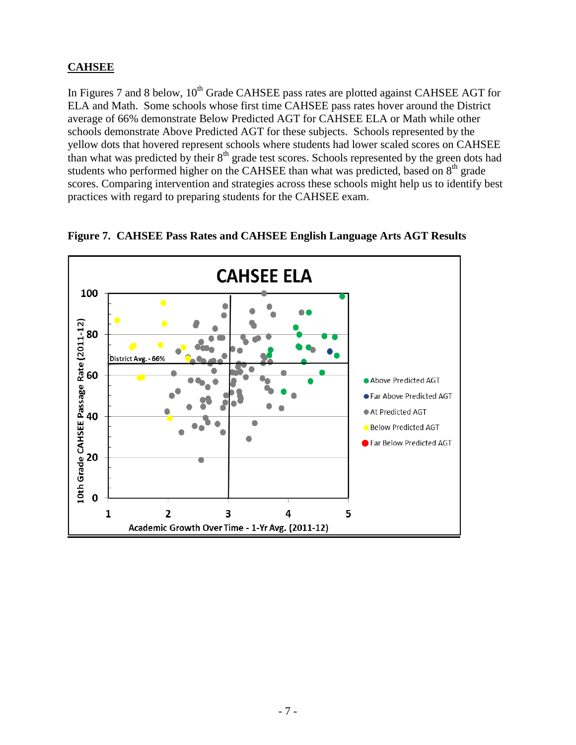## CAHSEE

In Figures 7 and 8 below, 10th Grade CAHSEE pass rates are plotted against CAHSEE AGT for ELA and Math. Some schools whose first time CAHSEE pass rates hover around the District average of 66% demonstrate Below Predicted AGT for CAHSEE ELA or Math while other schools demonstrate Above Predicted AGT for these subjects. Schools represented by the yellow dots that hovered represent schools where students had lower scaled scores on CAHSEE than what was predicted by their 8th grade test scores. Schools represented by the green dots had students who performed higher on the CAHSEE than what was predicted, based on 8th grade scores. Comparing intervention and strategies across these schools might help us to identify best practices with regard to preparing students for the CAHSEE exam.

**Figure 7. CAHSEE Pass Rates and CAHSEE English Language Arts AGT Results**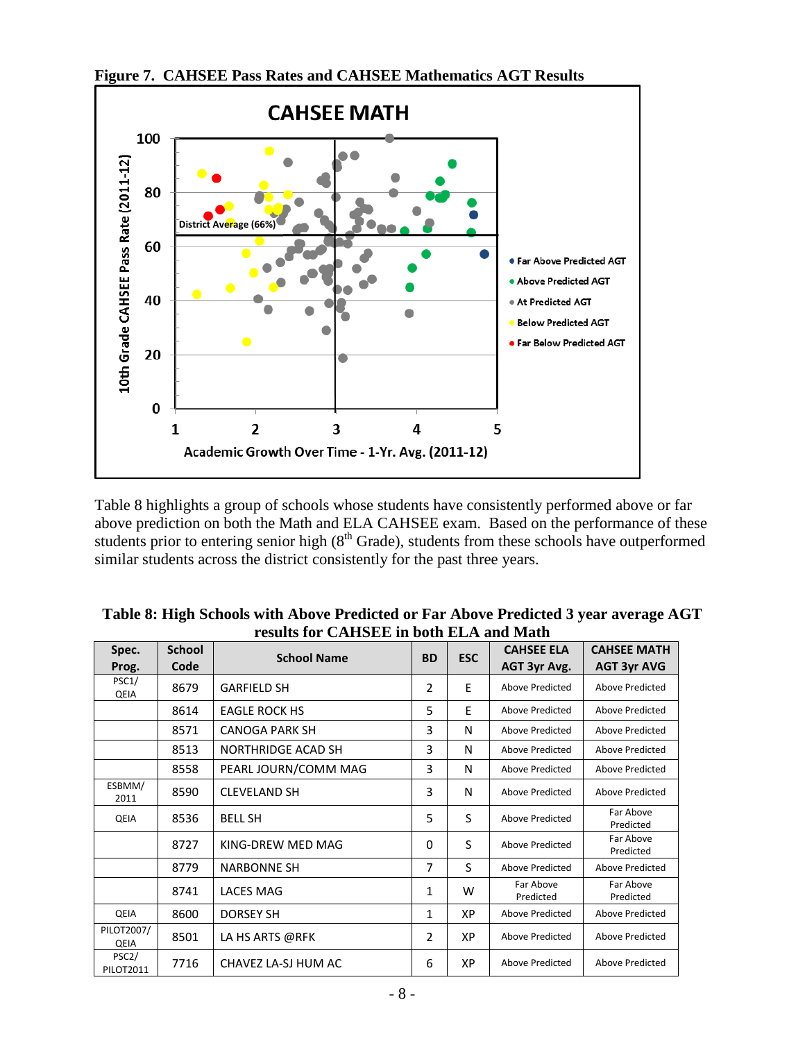**Figure 7. CAHSEE Pass Rates and CAHSEE Mathematics AGT Results**

Table 8 highlights a group of schools whose students have consistently performed above or far above prediction on both the Math and ELA CAHSEE exam. Based on the performance of these students prior to entering senior high (8th Grade), students from these schools have outperformed similar students across the district consistently for the past three years.

**Table 8: High Schools with Above Predicted or Far Above Predicted 3 year average AGT results for CAHSEE in both ELA and Math**

| Spec. Prog. | School Code | School Name | BD | ESC | CAHSEE ELA AGT 3yr Avg. | CAHSEE MATH AGT 3yr AVG |
|---|---|---|---|---|---|---|
| PSC1/ QEIA | 8679 | GARFIELD SH | 2 | E | Above Predicted | Above Predicted |
| | 8614 | EAGLE ROCK HS | 5 | E | Above Predicted | Above Predicted |
| | 8571 | CANOGA PARK SH | 3 | N | Above Predicted | Above Predicted |
| | 8513 | NORTHRIDGE ACAD SH | 3 | N | Above Predicted | Above Predicted |
| | 8558 | PEARL JOURN/COMM MAG | 3 | N | Above Predicted | Above Predicted |
| ESBMM/ 2011 | 8590 | CLEVELAND SH | 3 | N | Above Predicted | Above Predicted |
| QEIA | 8536 | BELL SH | 5 | S | Above Predicted | Far Above Predicted |
| | 8727 | KING-DREW MED MAG | 0 | S | Above Predicted | Far Above Predicted |
| | 8779 | NARBONNE SH | 7 | S | Above Predicted | Above Predicted |
| | 8741 | LACES MAG | 1 | W | Far Above Predicted | Far Above Predicted |
| QEIA | 8600 | DORSEY SH | 1 | XP | Above Predicted | Above Predicted |
| PILOT2007/ QEIA | 8501 | LA HS ARTS @RFK | 2 | XP | Above Predicted | Above Predicted |
| PSC2/ PILOT2011 | 7716 | CHAVEZ LA-SJ HUM AC | 6 | XP | Above Predicted | Above Predicted |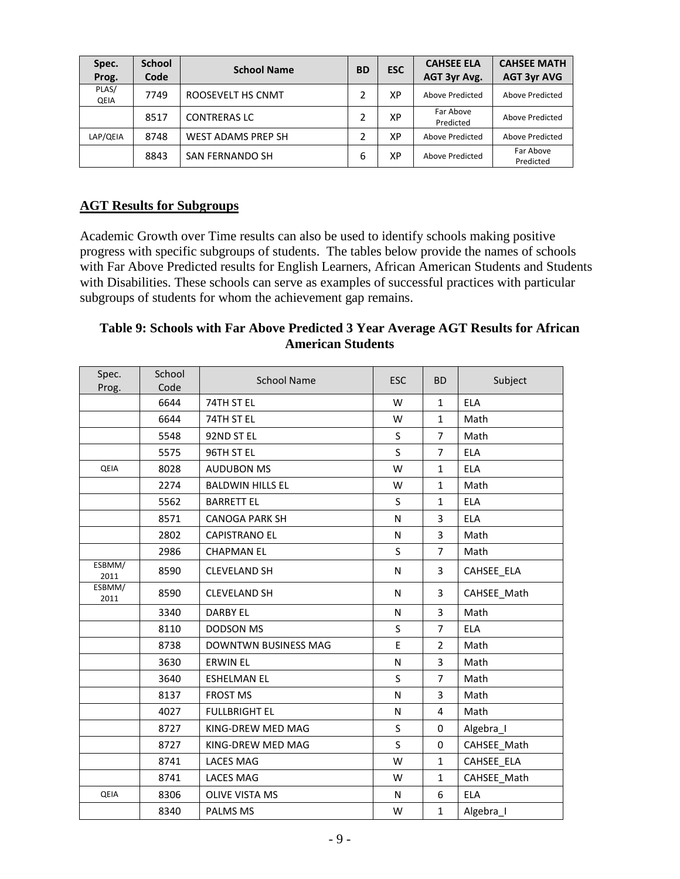| Spec. Prog. | School Code | School Name | BD | ESC | CAHSEE ELA AGT 3yr Avg. | CAHSEE MATH AGT 3yr AVG |
|---|---|---|---|---|---|---|
| PLAS/ QEIA | 7749 | ROOSEVELT HS CNMT | 2 | XP | Above Predicted | Above Predicted |
| | 8517 | CONTRERAS LC | 2 | XP | Far Above Predicted | Above Predicted |
| LAP/QEIA | 8748 | WEST ADAMS PREP SH | 2 | XP | Above Predicted | Above Predicted |
| | 8843 | SAN FERNANDO SH | 6 | XP | Above Predicted | Far Above Predicted |

## AGT Results for Subgroups

Academic Growth over Time results can also be used to identify schools making positive progress with specific subgroups of students. The tables below provide the names of schools with Far Above Predicted results for English Learners, African American Students and Students with Disabilities. These schools can serve as examples of successful practices with particular subgroups of students for whom the achievement gap remains.

### Table 9: Schools with Far Above Predicted 3 Year Average AGT Results for African American Students

| Spec. Prog. | School Code | School Name | ESC | BD | Subject |
|---|---|---|---|---|---|
| | 6644 | 74TH ST EL | W | 1 | ELA |
| | 6644 | 74TH ST EL | W | 1 | Math |
| | 5548 | 92ND ST EL | S | 7 | Math |
| | 5575 | 96TH ST EL | S | 7 | ELA |
| QEIA | 8028 | AUDUBON MS | W | 1 | ELA |
| | 2274 | BALDWIN HILLS EL | W | 1 | Math |
| | 5562 | BARRETT EL | S | 1 | ELA |
| | 8571 | CANOGA PARK SH | N | 3 | ELA |
| | 2802 | CAPISTRANO EL | N | 3 | Math |
| | 2986 | CHAPMAN EL | S | 7 | Math |
| ESBMM/ 2011 | 8590 | CLEVELAND SH | N | 3 | CAHSEE_ELA |
| ESBMM/ 2011 | 8590 | CLEVELAND SH | N | 3 | CAHSEE_Math |
| | 3340 | DARBY EL | N | 3 | Math |
| | 8110 | DODSON MS | S | 7 | ELA |
| | 8738 | DOWNTWN BUSINESS MAG | E | 2 | Math |
| | 3630 | ERWIN EL | N | 3 | Math |
| | 3640 | ESHELMAN EL | S | 7 | Math |
| | 8137 | FROST MS | N | 3 | Math |
| | 4027 | FULLBRIGHT EL | N | 4 | Math |
| | 8727 | KING-DREW MED MAG | S | 0 | Algebra_I |
| | 8727 | KING-DREW MED MAG | S | 0 | CAHSEE_Math |
| | 8741 | LACES MAG | W | 1 | CAHSEE_ELA |
| | 8741 | LACES MAG | W | 1 | CAHSEE_Math |
| QEIA | 8306 | OLIVE VISTA MS | N | 6 | ELA |
| | 8340 | PALMS MS | W | 1 | Algebra_I |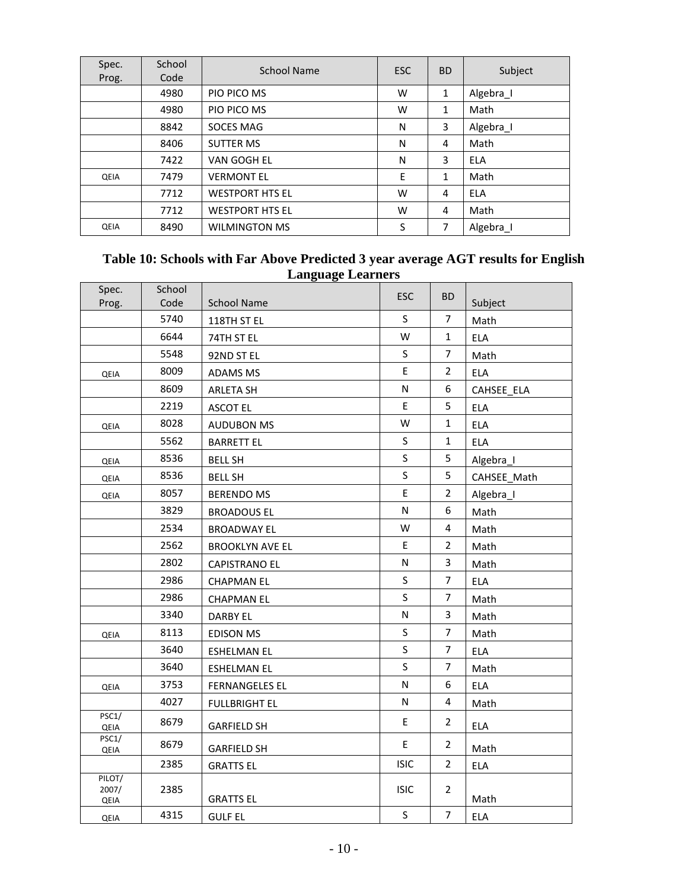| Spec. Prog. | School Code | School Name | ESC | BD | Subject |
|---|---|---|---|---|---|
| | 4980 | PIO PICO MS | W | 1 | Algebra_I |
| | 4980 | PIO PICO MS | W | 1 | Math |
| | 8842 | SOCES MAG | N | 3 | Algebra_I |
| | 8406 | SUTTER MS | N | 4 | Math |
| | 7422 | VAN GOGH EL | N | 3 | ELA |
| QEIA | 7479 | VERMONT EL | E | 1 | Math |
| | 7712 | WESTPORT HTS EL | W | 4 | ELA |
| | 7712 | WESTPORT HTS EL | W | 4 | Math |
| QEIA | 8490 | WILMINGTON MS | S | 7 | Algebra_I |

**Table 10: Schools with Far Above Predicted 3 year average AGT results for English Language Learners**

| Spec. Prog. | School Code | School Name | ESC | BD | Subject |
|---|---|---|---|---|---|
| | 5740 | 118TH ST EL | S | 7 | Math |
| | 6644 | 74TH ST EL | W | 1 | ELA |
| | 5548 | 92ND ST EL | S | 7 | Math |
| QEIA | 8009 | ADAMS MS | E | 2 | ELA |
| | 8609 | ARLETA SH | N | 6 | CAHSEE_ELA |
| | 2219 | ASCOT EL | E | 5 | ELA |
| QEIA | 8028 | AUDUBON MS | W | 1 | ELA |
| | 5562 | BARRETT EL | S | 1 | ELA |
| QEIA | 8536 | BELL SH | S | 5 | Algebra_I |
| QEIA | 8536 | BELL SH | S | 5 | CAHSEE_Math |
| QEIA | 8057 | BERENDO MS | E | 2 | Algebra_I |
| | 3829 | BROADOUS EL | N | 6 | Math |
| | 2534 | BROADWAY EL | W | 4 | Math |
| | 2562 | BROOKLYN AVE EL | E | 2 | Math |
| | 2802 | CAPISTRANO EL | N | 3 | Math |
| | 2986 | CHAPMAN EL | S | 7 | ELA |
| | 2986 | CHAPMAN EL | S | 7 | Math |
| | 3340 | DARBY EL | N | 3 | Math |
| QEIA | 8113 | EDISON MS | S | 7 | Math |
| | 3640 | ESHELMAN EL | S | 7 | ELA |
| | 3640 | ESHELMAN EL | S | 7 | Math |
| QEIA | 3753 | FERNANGELES EL | N | 6 | ELA |
| | 4027 | FULLBRIGHT EL | N | 4 | Math |
| PSC1/ QEIA | 8679 | GARFIELD SH | E | 2 | ELA |
| PSC1/ QEIA | 8679 | GARFIELD SH | E | 2 | Math |
| | 2385 | GRATTS EL | ISIC | 2 | ELA |
| PILOT/ 2007/ QEIA | 2385 | GRATTS EL | ISIC | 2 | Math |
| QEIA | 4315 | GULF EL | S | 7 | ELA |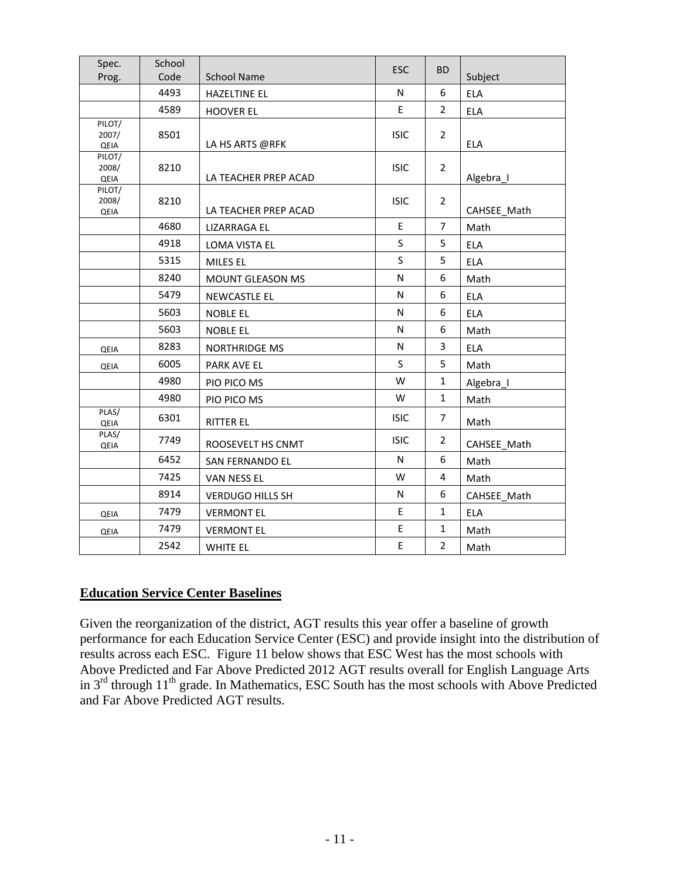| Spec. Prog. | School Code | School Name | ESC | BD | Subject |
|---|---|---|---|---|---|
| | 4493 | HAZELTINE EL | N | 6 | ELA |
| | 4589 | HOOVER EL | E | 2 | ELA |
| PILOT/ 2007/ QEIA | 8501 | LA HS ARTS @RFK | ISIC | 2 | ELA |
| PILOT/ 2008/ QEIA | 8210 | LA TEACHER PREP ACAD | ISIC | 2 | Algebra_I |
| PILOT/ 2008/ QEIA | 8210 | LA TEACHER PREP ACAD | ISIC | 2 | CAHSEE_Math |
| | 4680 | LIZARRAGA EL | E | 7 | Math |
| | 4918 | LOMA VISTA EL | S | 5 | ELA |
| | 5315 | MILES EL | S | 5 | ELA |
| | 8240 | MOUNT GLEASON MS | N | 6 | Math |
| | 5479 | NEWCASTLE EL | N | 6 | ELA |
| | 5603 | NOBLE EL | N | 6 | ELA |
| | 5603 | NOBLE EL | N | 6 | Math |
| QEIA | 8283 | NORTHRIDGE MS | N | 3 | ELA |
| QEIA | 6005 | PARK AVE EL | S | 5 | Math |
| | 4980 | PIO PICO MS | W | 1 | Algebra_I |
| | 4980 | PIO PICO MS | W | 1 | Math |
| PLAS/ QEIA | 6301 | RITTER EL | ISIC | 7 | Math |
| PLAS/ QEIA | 7749 | ROOSEVELT HS CNMT | ISIC | 2 | CAHSEE_Math |
| | 6452 | SAN FERNANDO EL | N | 6 | Math |
| | 7425 | VAN NESS EL | W | 4 | Math |
| | 8914 | VERDUGO HILLS SH | N | 6 | CAHSEE_Math |
| QEIA | 7479 | VERMONT EL | E | 1 | ELA |
| QEIA | 7479 | VERMONT EL | E | 1 | Math |
| | 2542 | WHITE EL | E | 2 | Math |

## Education Service Center Baselines

Given the reorganization of the district, AGT results this year offer a baseline of growth performance for each Education Service Center (ESC) and provide insight into the distribution of results across each ESC. Figure 11 below shows that ESC West has the most schools with Above Predicted and Far Above Predicted 2012 AGT results overall for English Language Arts in 3rd through 11th grade. In Mathematics, ESC South has the most schools with Above Predicted and Far Above Predicted AGT results.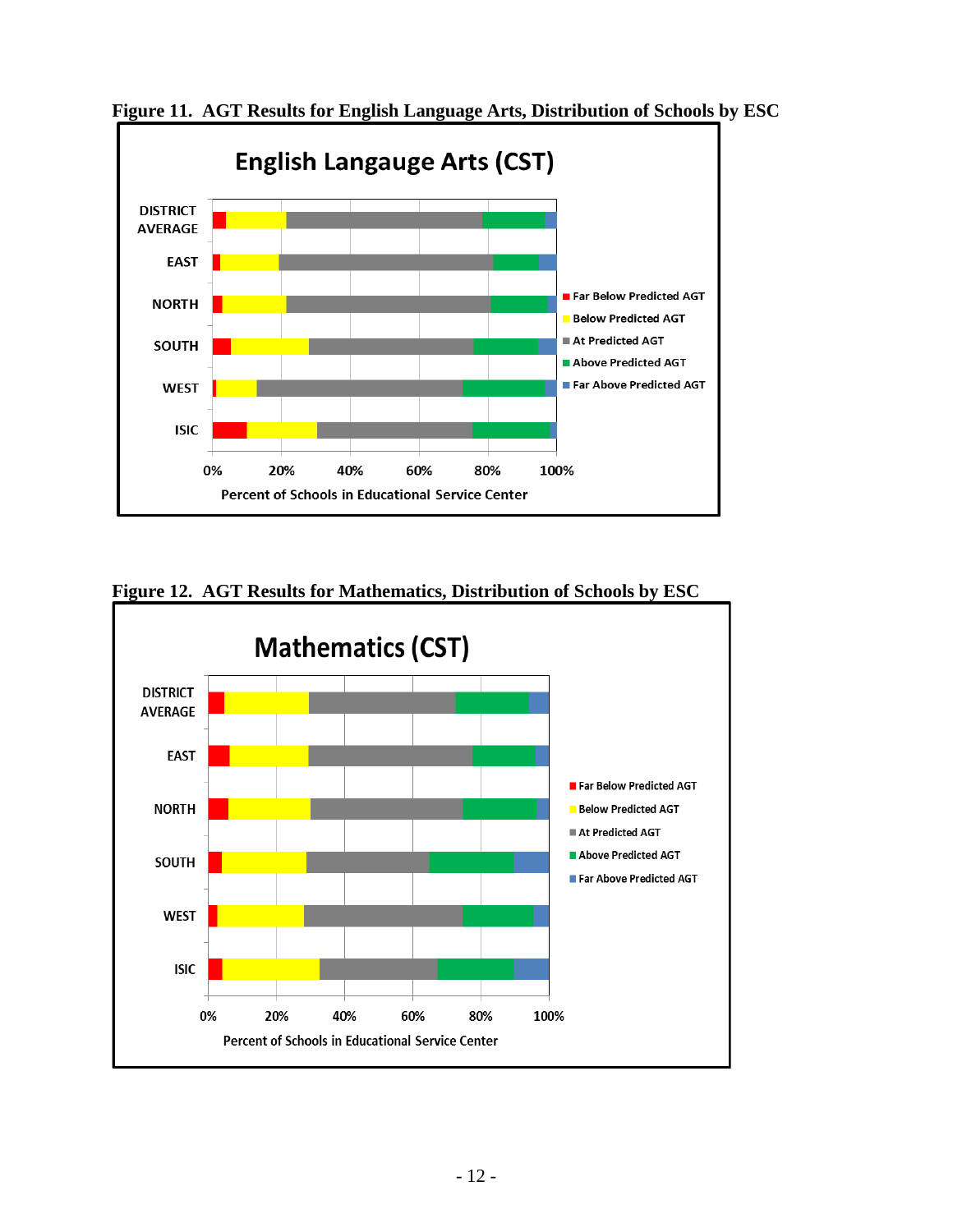**Figure 11. AGT Results for English Language Arts, Distribution of Schools by ESC**

**Figure 12. AGT Results for Mathematics, Distribution of Schools by ESC**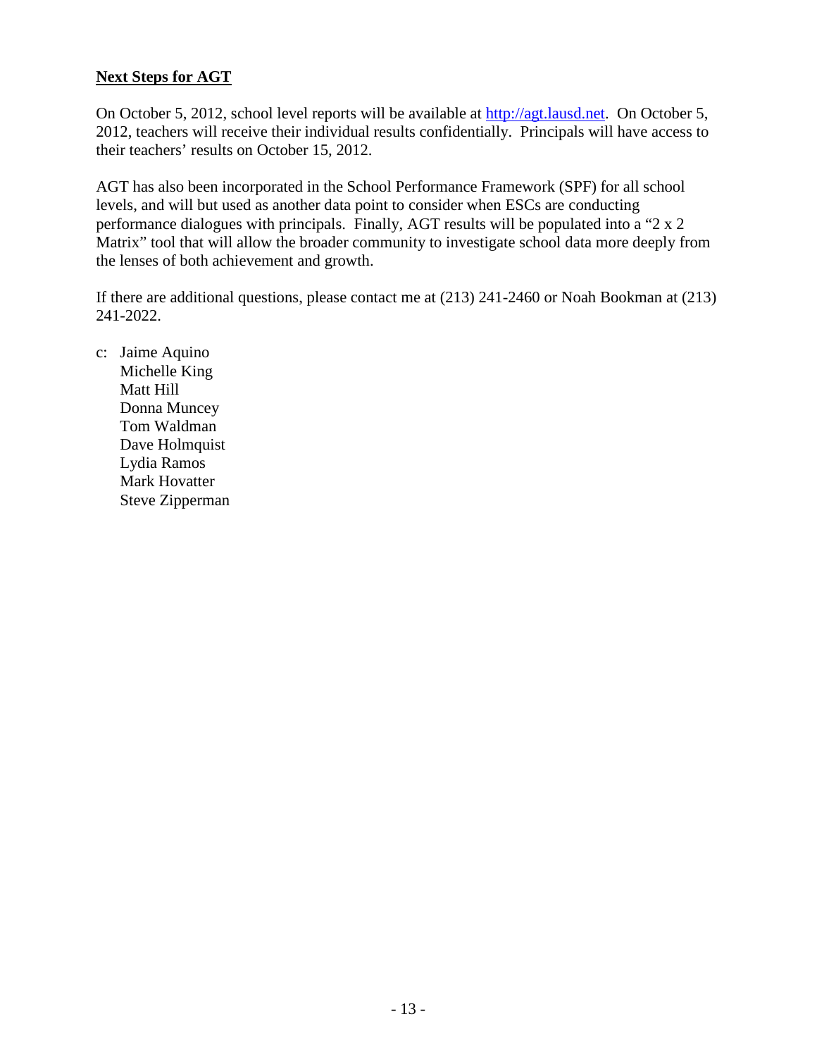**Next Steps for AGT**

On October 5, 2012, school level reports will be available at http://agt.lausd.net. On October 5, 2012, teachers will receive their individual results confidentially. Principals will have access to their teachers' results on October 15, 2012.

AGT has also been incorporated in the School Performance Framework (SPF) for all school levels, and will but used as another data point to consider when ESCs are conducting performance dialogues with principals. Finally, AGT results will be populated into a "2 x 2 Matrix" tool that will allow the broader community to investigate school data more deeply from the lenses of both achievement and growth.

If there are additional questions, please contact me at (213) 241-2460 or Noah Bookman at (213) 241-2022.

c: Jaime Aquino
Michelle King
Matt Hill
Donna Muncey
Tom Waldman
Dave Holmquist
Lydia Ramos
Mark Hovatter
Steve Zipperman